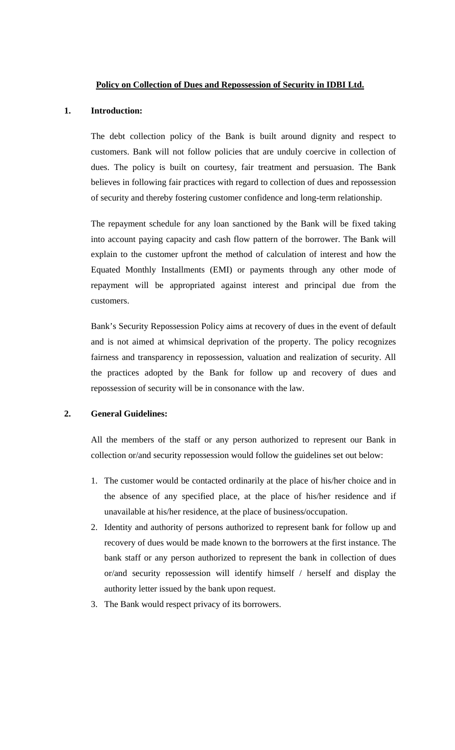# **Policy on Collection of Dues and Repossession of Security in IDBI Ltd.**

## 1. Introduction:

The debt collection policy of the Bank is built around dignity and respect to customers. Bank will not follow policies that are unduly coercive in collection of dues. The policy is built on courtesy, fair treatment and persuasion. The Bank believes in following fair practices with regard to collection of dues and repossession of security and thereby fostering customer confidence and long-term relationship.

The repayment schedule for any loan sanctioned by the Bank will be fixed taking into account paying capacity and cash flow pattern of the borrower. The Bank will explain to the customer upfront the method of calculation of interest and how the Equated Monthly Installments (EMI) or payments through any other mode of repayment will be appropriated against interest and principal due from the customers.

Bank's Security Repossession Policy aims at recovery of dues in the event of default and is not aimed at whimsical deprivation of the property. The policy recognizes fairness and transparency in repossession, valuation and realization of security. All the practices adopted by the Bank for follow up and recovery of dues and repossession of security will be in consonance with the law.

## 2. General Guidelines:

All the members of the staff or any person authorized to represent our Bank in collection or/and security repossession would follow the guidelines set out below:

1. The customer would be contacted ordinarily at the place of his/her choice and in the absence of any specified place, at the place of his/her residence and if unavailable at his/her residence, at the place of business/occupation.
2. Identity and authority of persons authorized to represent bank for follow up and recovery of dues would be made known to the borrowers at the first instance. The bank staff or any person authorized to represent the bank in collection of dues or/and security repossession will identify himself / herself and display the authority letter issued by the bank upon request.
3. The Bank would respect privacy of its borrowers.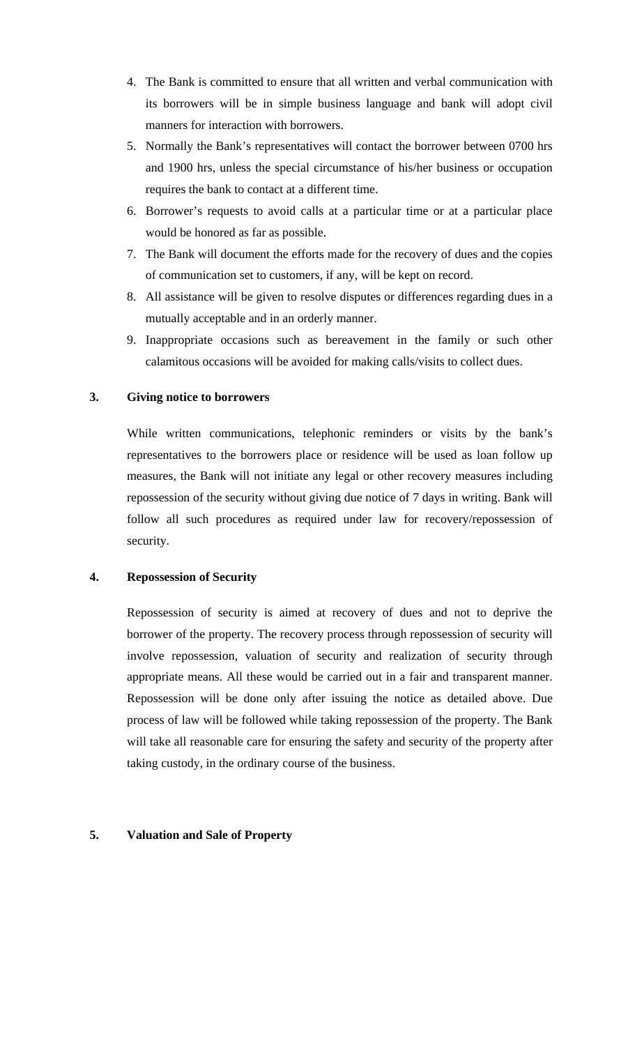4. The Bank is committed to ensure that all written and verbal communication with its borrowers will be in simple business language and bank will adopt civil manners for interaction with borrowers.
5. Normally the Bank's representatives will contact the borrower between 0700 hrs and 1900 hrs, unless the special circumstance of his/her business or occupation requires the bank to contact at a different time.
6. Borrower's requests to avoid calls at a particular time or at a particular place would be honored as far as possible.
7. The Bank will document the efforts made for the recovery of dues and the copies of communication set to customers, if any, will be kept on record.
8. All assistance will be given to resolve disputes or differences regarding dues in a mutually acceptable and in an orderly manner.
9. Inappropriate occasions such as bereavement in the family or such other calamitous occasions will be avoided for making calls/visits to collect dues.

**3. Giving notice to borrowers**

While written communications, telephonic reminders or visits by the bank's representatives to the borrowers place or residence will be used as loan follow up measures, the Bank will not initiate any legal or other recovery measures including repossession of the security without giving due notice of 7 days in writing. Bank will follow all such procedures as required under law for recovery/repossession of security.

**4. Repossession of Security**

Repossession of security is aimed at recovery of dues and not to deprive the borrower of the property. The recovery process through repossession of security will involve repossession, valuation of security and realization of security through appropriate means. All these would be carried out in a fair and transparent manner. Repossession will be done only after issuing the notice as detailed above. Due process of law will be followed while taking repossession of the property. The Bank will take all reasonable care for ensuring the safety and security of the property after taking custody, in the ordinary course of the business.

**5. Valuation and Sale of Property**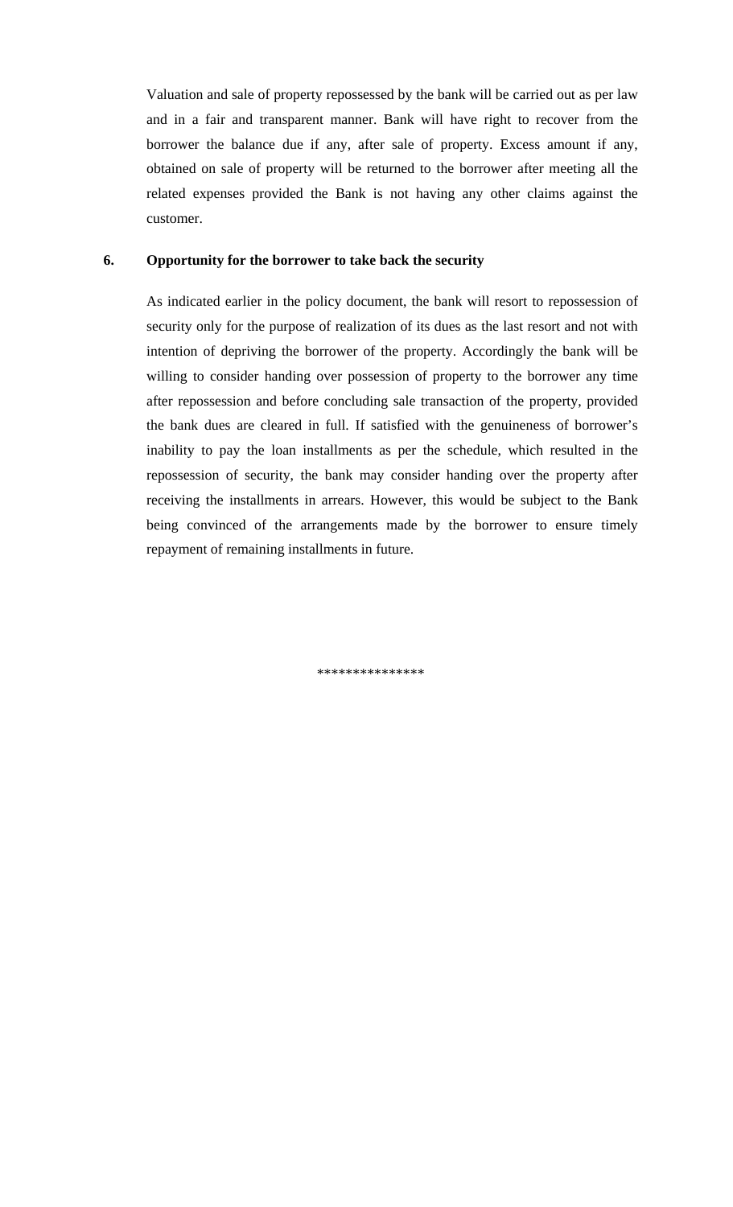Valuation and sale of property repossessed by the bank will be carried out as per law and in a fair and transparent manner. Bank will have right to recover from the borrower the balance due if any, after sale of property. Excess amount if any, obtained on sale of property will be returned to the borrower after meeting all the related expenses provided the Bank is not having any other claims against the customer.

## 6. Opportunity for the borrower to take back the security

As indicated earlier in the policy document, the bank will resort to repossession of security only for the purpose of realization of its dues as the last resort and not with intention of depriving the borrower of the property. Accordingly the bank will be willing to consider handing over possession of property to the borrower any time after repossession and before concluding sale transaction of the property, provided the bank dues are cleared in full. If satisfied with the genuineness of borrower's inability to pay the loan installments as per the schedule, which resulted in the repossession of security, the bank may consider handing over the property after receiving the installments in arrears. However, this would be subject to the Bank being convinced of the arrangements made by the borrower to ensure timely repayment of remaining installments in future.

***************